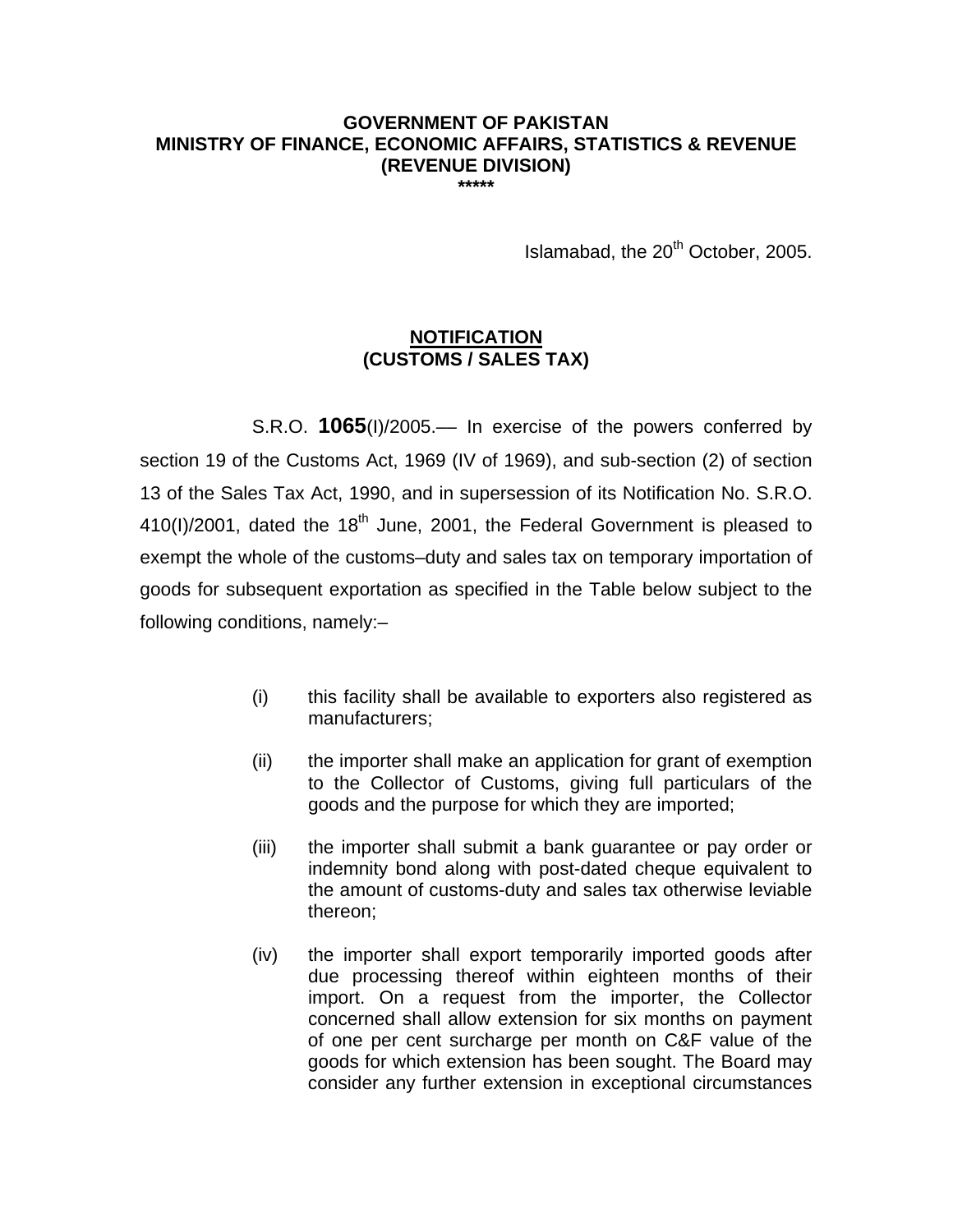**GOVERNMENT OF PAKISTAN**
**MINISTRY OF FINANCE, ECONOMIC AFFAIRS, STATISTICS & REVENUE**
**(REVENUE DIVISION)**
**\*\*\*\*\***

Islamabad, the 20th October, 2005.

**NOTIFICATION**
**(CUSTOMS / SALES TAX)**

S.R.O. **1065**(I)/2005.— In exercise of the powers conferred by section 19 of the Customs Act, 1969 (IV of 1969), and sub-section (2) of section 13 of the Sales Tax Act, 1990, and in supersession of its Notification No. S.R.O. 410(I)/2001, dated the 18th June, 2001, the Federal Government is pleased to exempt the whole of the customs–duty and sales tax on temporary importation of goods for subsequent exportation as specified in the Table below subject to the following conditions, namely:–

(i) this facility shall be available to exporters also registered as manufacturers;

(ii) the importer shall make an application for grant of exemption to the Collector of Customs, giving full particulars of the goods and the purpose for which they are imported;

(iii) the importer shall submit a bank guarantee or pay order or indemnity bond along with post-dated cheque equivalent to the amount of customs-duty and sales tax otherwise leviable thereon;

(iv) the importer shall export temporarily imported goods after due processing thereof within eighteen months of their import. On a request from the importer, the Collector concerned shall allow extension for six months on payment of one per cent surcharge per month on C&F value of the goods for which extension has been sought. The Board may consider any further extension in exceptional circumstances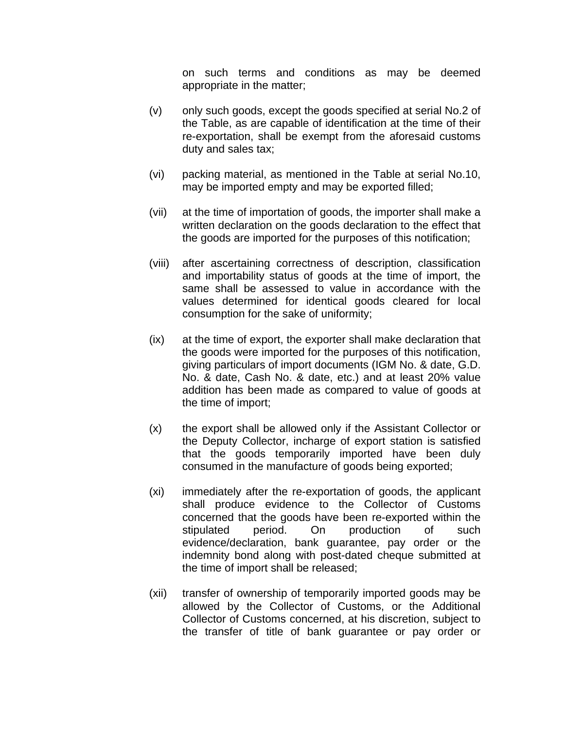on such terms and conditions as may be deemed appropriate in the matter;

(v) only such goods, except the goods specified at serial No.2 of the Table, as are capable of identification at the time of their re-exportation, shall be exempt from the aforesaid customs duty and sales tax;

(vi) packing material, as mentioned in the Table at serial No.10, may be imported empty and may be exported filled;

(vii) at the time of importation of goods, the importer shall make a written declaration on the goods declaration to the effect that the goods are imported for the purposes of this notification;

(viii) after ascertaining correctness of description, classification and importability status of goods at the time of import, the same shall be assessed to value in accordance with the values determined for identical goods cleared for local consumption for the sake of uniformity;

(ix) at the time of export, the exporter shall make declaration that the goods were imported for the purposes of this notification, giving particulars of import documents (IGM No. & date, G.D. No. & date, Cash No. & date, etc.) and at least 20% value addition has been made as compared to value of goods at the time of import;

(x) the export shall be allowed only if the Assistant Collector or the Deputy Collector, incharge of export station is satisfied that the goods temporarily imported have been duly consumed in the manufacture of goods being exported;

(xi) immediately after the re-exportation of goods, the applicant shall produce evidence to the Collector of Customs concerned that the goods have been re-exported within the stipulated period. On production of such evidence/declaration, bank guarantee, pay order or the indemnity bond along with post-dated cheque submitted at the time of import shall be released;

(xii) transfer of ownership of temporarily imported goods may be allowed by the Collector of Customs, or the Additional Collector of Customs concerned, at his discretion, subject to the transfer of title of bank guarantee or pay order or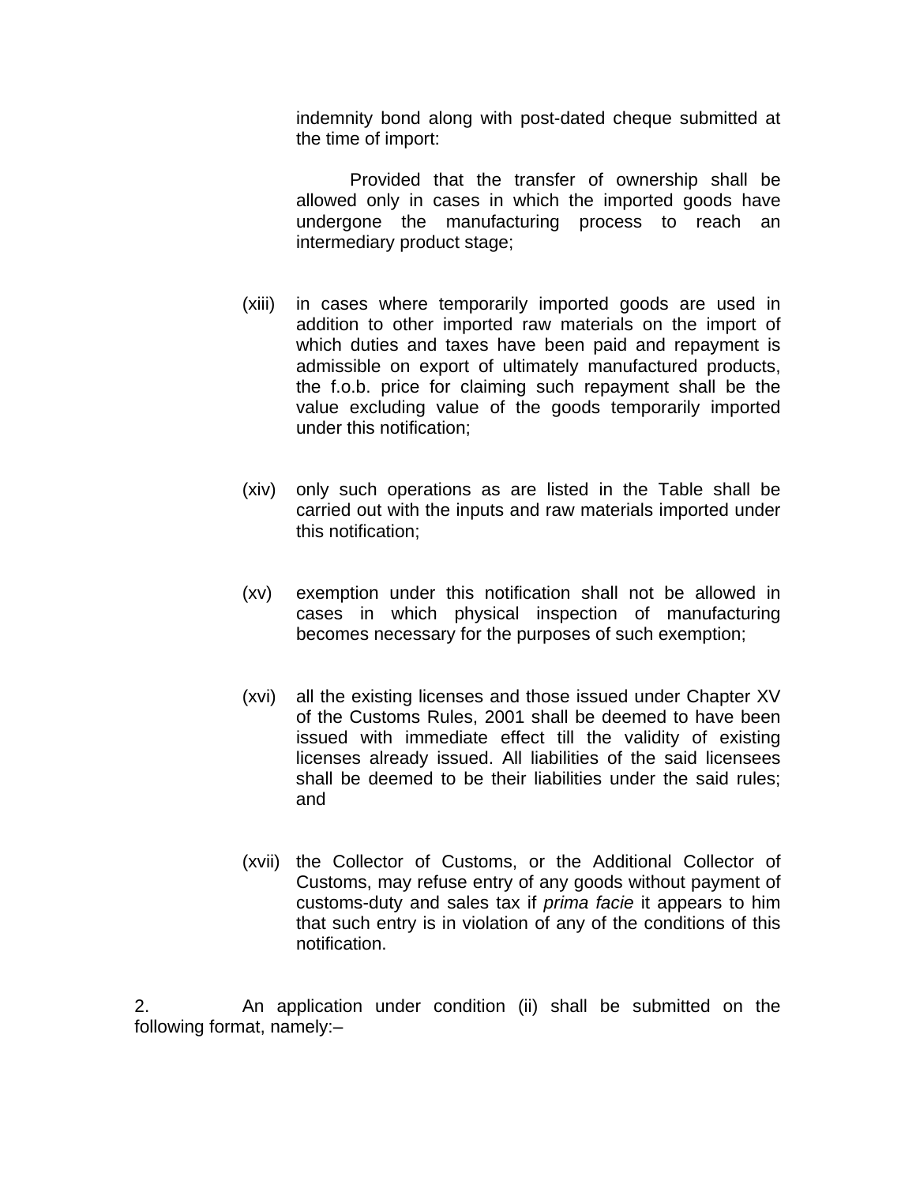indemnity bond along with post-dated cheque submitted at the time of import:

Provided that the transfer of ownership shall be allowed only in cases in which the imported goods have undergone the manufacturing process to reach an intermediary product stage;

(xiii) in cases where temporarily imported goods are used in addition to other imported raw materials on the import of which duties and taxes have been paid and repayment is admissible on export of ultimately manufactured products, the f.o.b. price for claiming such repayment shall be the value excluding value of the goods temporarily imported under this notification;

(xiv) only such operations as are listed in the Table shall be carried out with the inputs and raw materials imported under this notification;

(xv) exemption under this notification shall not be allowed in cases in which physical inspection of manufacturing becomes necessary for the purposes of such exemption;

(xvi) all the existing licenses and those issued under Chapter XV of the Customs Rules, 2001 shall be deemed to have been issued with immediate effect till the validity of existing licenses already issued. All liabilities of the said licensees shall be deemed to be their liabilities under the said rules; and

(xvii) the Collector of Customs, or the Additional Collector of Customs, may refuse entry of any goods without payment of customs-duty and sales tax if *prima facie* it appears to him that such entry is in violation of any of the conditions of this notification.

2. An application under condition (ii) shall be submitted on the following format, namely:–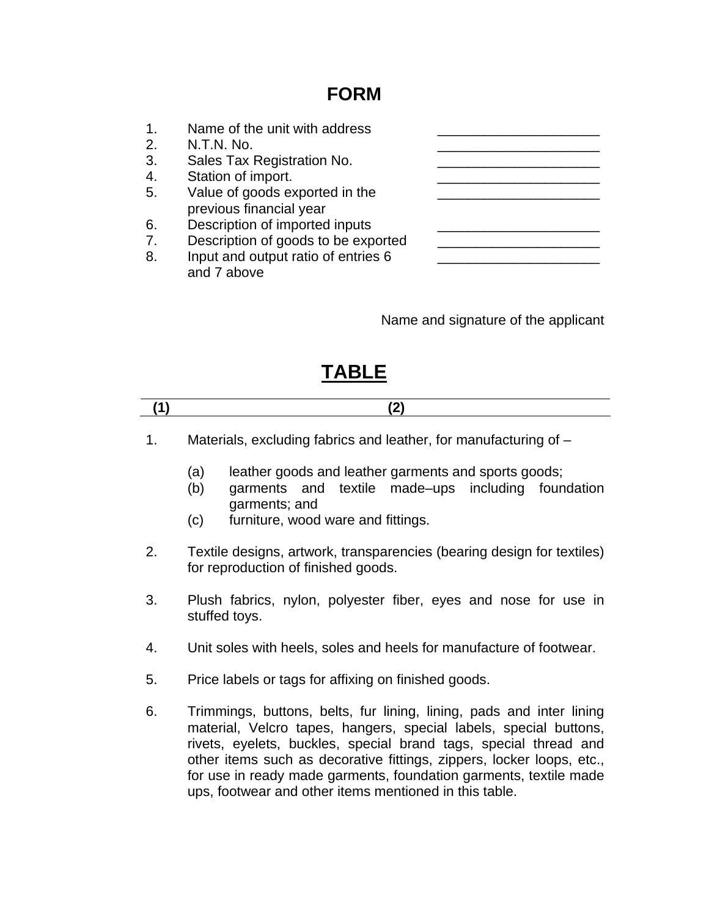# FORM

1. Name of the unit with address _____________________
2. N.T.N. No. _____________________
3. Sales Tax Registration No. _____________________
4. Station of import. _____________________
5. Value of goods exported in the previous financial year _____________________
6. Description of imported inputs _____________________
7. Description of goods to be exported _____________________
8. Input and output ratio of entries 6 and 7 above _____________________

Name and signature of the applicant

# TABLE

| (1) | (2) |
|---|---|
| 1. | Materials, excluding fabrics and leather, for manufacturing of –<br>(a) leather goods and leather garments and sports goods;<br>(b) garments and textile made–ups including foundation garments; and<br>(c) furniture, wood ware and fittings. |
| 2. | Textile designs, artwork, transparencies (bearing design for textiles) for reproduction of finished goods. |
| 3. | Plush fabrics, nylon, polyester fiber, eyes and nose for use in stuffed toys. |
| 4. | Unit soles with heels, soles and heels for manufacture of footwear. |
| 5. | Price labels or tags for affixing on finished goods. |
| 6. | Trimmings, buttons, belts, fur lining, lining, pads and inter lining material, Velcro tapes, hangers, special labels, special buttons, rivets, eyelets, buckles, special brand tags, special thread and other items such as decorative fittings, zippers, locker loops, etc., for use in ready made garments, foundation garments, textile made ups, footwear and other items mentioned in this table. |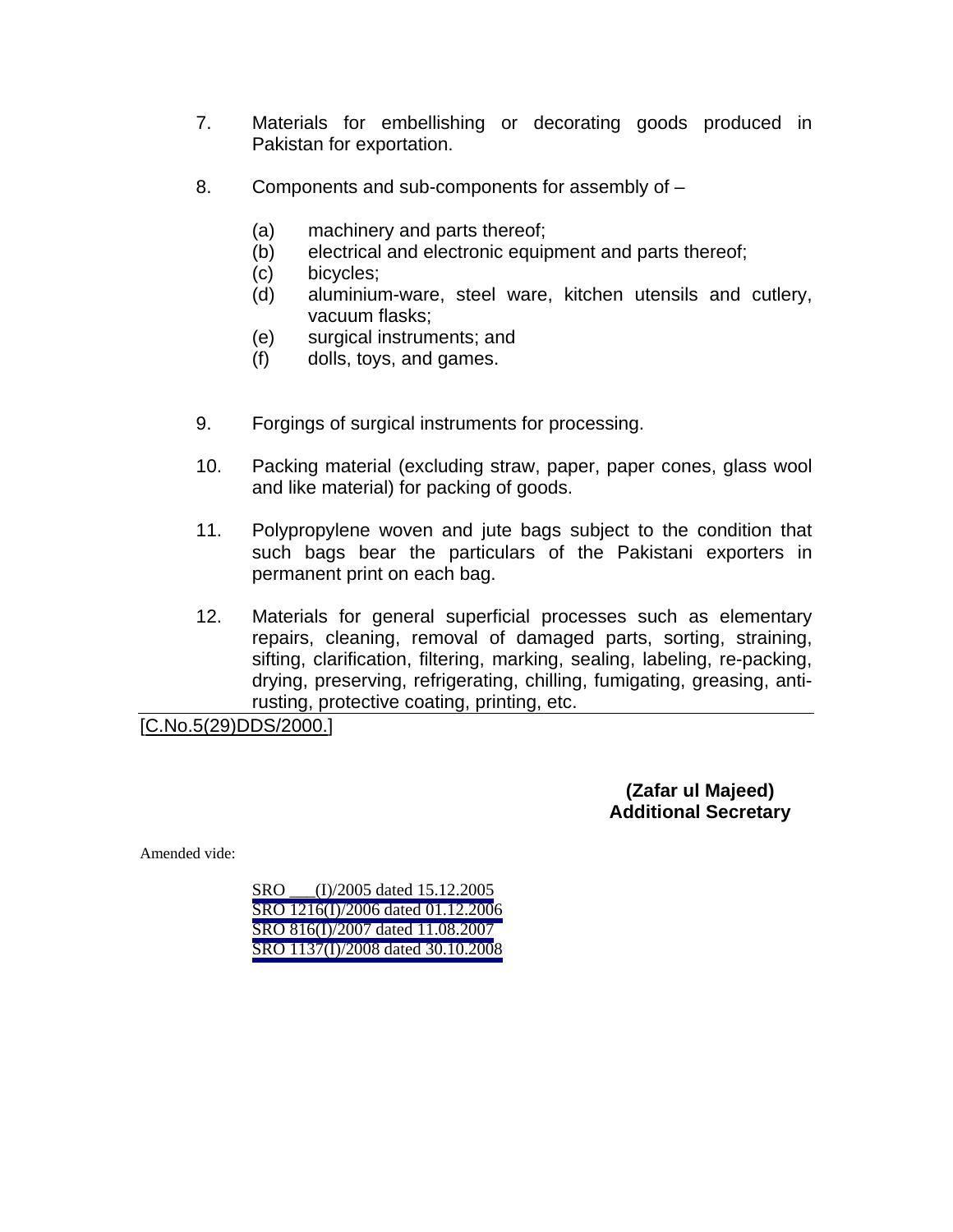7. Materials for embellishing or decorating goods produced in Pakistan for exportation.

8. Components and sub-components for assembly of –

   (a) machinery and parts thereof;
   (b) electrical and electronic equipment and parts thereof;
   (c) bicycles;
   (d) aluminium-ware, steel ware, kitchen utensils and cutlery, vacuum flasks;
   (e) surgical instruments; and
   (f) dolls, toys, and games.

9. Forgings of surgical instruments for processing.

10. Packing material (excluding straw, paper, paper cones, glass wool and like material) for packing of goods.

11. Polypropylene woven and jute bags subject to the condition that such bags bear the particulars of the Pakistani exporters in permanent print on each bag.

12. Materials for general superficial processes such as elementary repairs, cleaning, removal of damaged parts, sorting, straining, sifting, clarification, filtering, marking, sealing, labeling, re-packing, drying, preserving, refrigerating, chilling, fumigating, greasing, anti-rusting, protective coating, printing, etc.

[C.No.5(29)DDS/2000.]

**(Zafar ul Majeed)**
**Additional Secretary**

Amended vide:

SRO ___(I)/2005 dated 15.12.2005
SRO 1216(I)/2006 dated 01.12.2006
SRO 816(I)/2007 dated 11.08.2007
SRO 1137(I)/2008 dated 30.10.2008